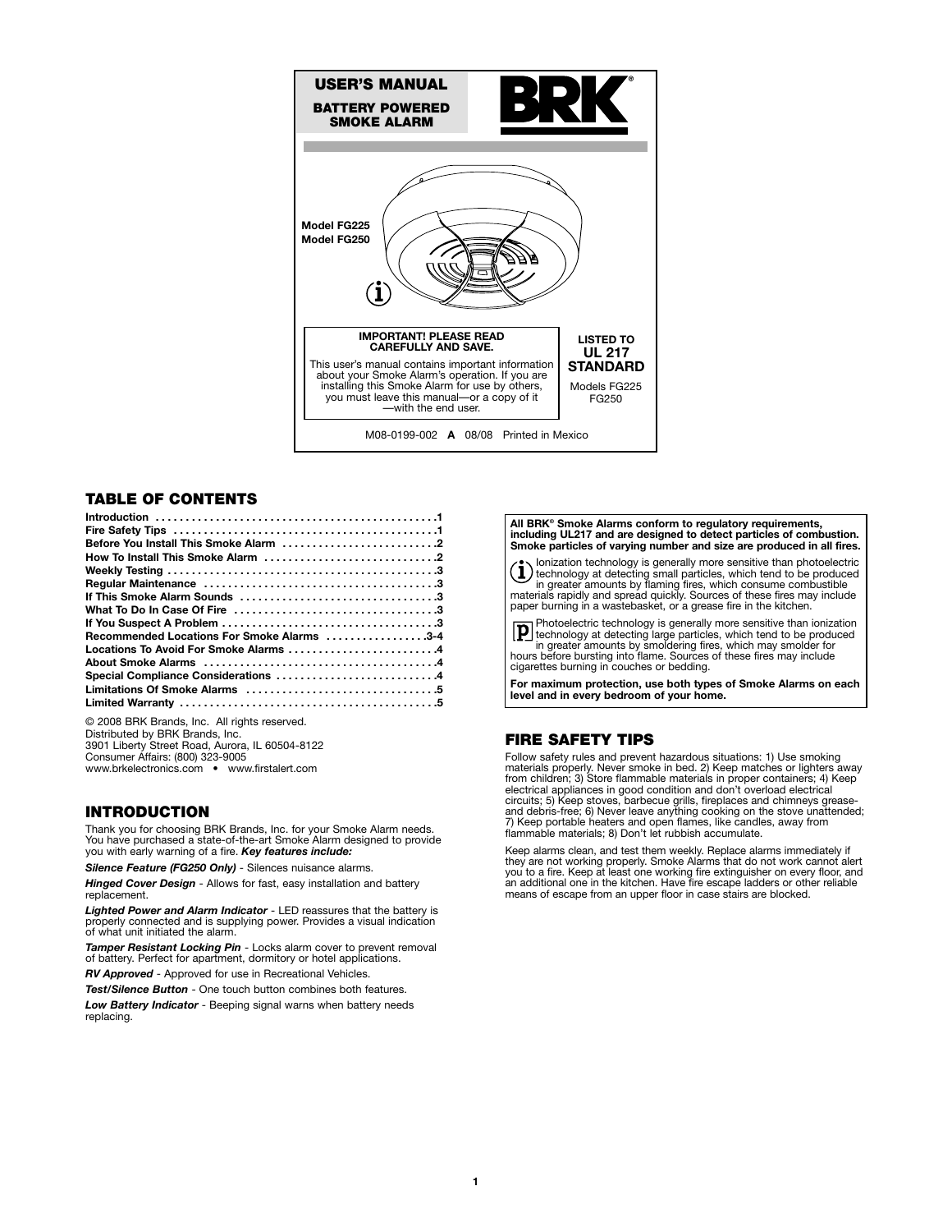# USER'S MANUAL

**BATTERY POWERED SMOKE ALARM**

**BRK®**

**Model FG225**
**Model FG250**

**IMPORTANT! PLEASE READ CAREFULLY AND SAVE.**

This user's manual contains important information about your Smoke Alarm's operation. If you are installing this Smoke Alarm for use by others, you must leave this manual—or a copy of it —with the end user.

**LISTED TO UL 217 STANDARD**

Models FG225 FG250

M08-0199-002 **A** 08/08 Printed in Mexico

## TABLE OF CONTENTS

| | |
|---|---|
| **Introduction** | **1** |
| **Fire Safety Tips** | **1** |
| **Before You Install This Smoke Alarm** | **2** |
| **How To Install This Smoke Alarm** | **2** |
| **Weekly Testing** | **3** |
| **Regular Maintenance** | **3** |
| **If This Smoke Alarm Sounds** | **3** |
| **What To Do In Case Of Fire** | **3** |
| **If You Suspect A Problem** | **3** |
| **Recommended Locations For Smoke Alarms** | **3-4** |
| **Locations To Avoid For Smoke Alarms** | **4** |
| **About Smoke Alarms** | **4** |
| **Special Compliance Considerations** | **4** |
| **Limitations Of Smoke Alarms** | **5** |
| **Limited Warranty** | **5** |

© 2008 BRK Brands, Inc. All rights reserved.
Distributed by BRK Brands, Inc.
3901 Liberty Street Road, Aurora, IL 60504-8122
Consumer Affairs: (800) 323-9005
www.brkelectronics.com • www.firstalert.com

## INTRODUCTION

Thank you for choosing BRK Brands, Inc. for your Smoke Alarm needs. You have purchased a state-of-the-art Smoke Alarm designed to provide you with early warning of a fire. ***Key features include:***

***Silence Feature (FG250 Only)*** - Silences nuisance alarms.

***Hinged Cover Design*** - Allows for fast, easy installation and battery replacement.

***Lighted Power and Alarm Indicator*** - LED reassures that the battery is properly connected and is supplying power. Provides a visual indication of what unit initiated the alarm.

***Tamper Resistant Locking Pin*** - Locks alarm cover to prevent removal of battery. Perfect for apartment, dormitory or hotel applications.

***RV Approved*** - Approved for use in Recreational Vehicles.

***Test/Silence Button*** - One touch button combines both features.

***Low Battery Indicator*** - Beeping signal warns when battery needs replacing.

**All BRK® Smoke Alarms conform to regulatory requirements, including UL217 and are designed to detect particles of combustion. Smoke particles of varying number and size are produced in all fires.**

Ionization technology is generally more sensitive than photoelectric technology at detecting small particles, which tend to be produced in greater amounts by flaming fires, which consume combustible materials rapidly and spread quickly. Sources of these fires may include paper burning in a wastebasket, or a grease fire in the kitchen.

Photoelectric technology is generally more sensitive than ionization technology at detecting large particles, which tend to be produced in greater amounts by smoldering fires, which may smolder for hours before bursting into flame. Sources of these fires may include cigarettes burning in couches or bedding.

**For maximum protection, use both types of Smoke Alarms on each level and in every bedroom of your home.**

## FIRE SAFETY TIPS

Follow safety rules and prevent hazardous situations: 1) Use smoking materials properly. Never smoke in bed. 2) Keep matches or lighters away from children; 3) Store flammable materials in proper containers; 4) Keep electrical appliances in good condition and don't overload electrical circuits; 5) Keep stoves, barbecue grills, fireplaces and chimneys grease- and debris-free; 6) Never leave anything cooking on the stove unattended; 7) Keep portable heaters and open flames, like candles, away from flammable materials; 8) Don't let rubbish accumulate.

Keep alarms clean, and test them weekly. Replace alarms immediately if they are not working properly. Smoke Alarms that do not work cannot alert you to a fire. Keep at least one working fire extinguisher on every floor, and an additional one in the kitchen. Have fire escape ladders or other reliable means of escape from an upper floor in case stairs are blocked.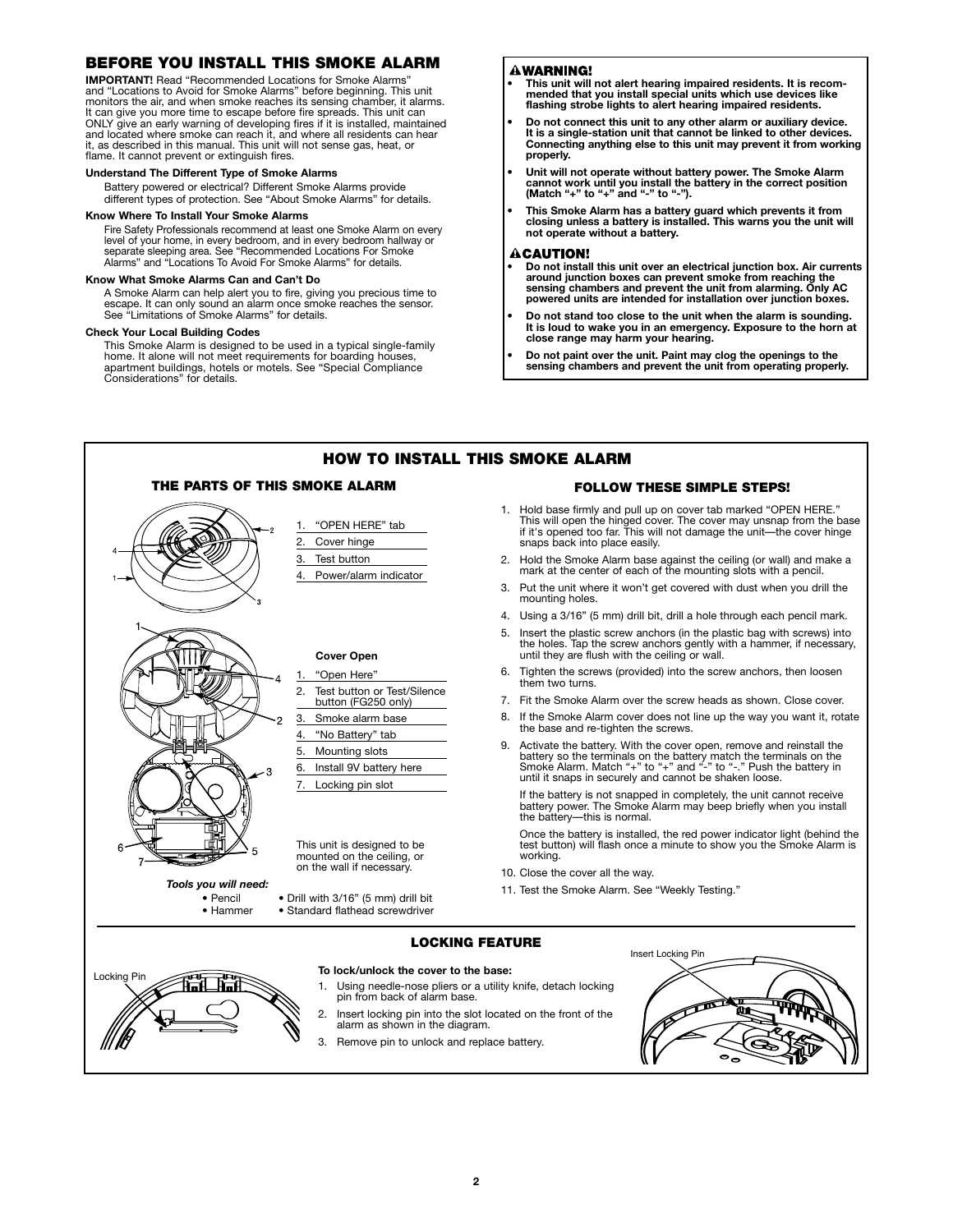## BEFORE YOU INSTALL THIS SMOKE ALARM

**IMPORTANT!** Read "Recommended Locations for Smoke Alarms" and "Locations to Avoid for Smoke Alarms" before beginning. This unit monitors the air, and when smoke reaches its sensing chamber, it alarms. It can give you more time to escape before fire spreads. This unit can ONLY give an early warning of developing fires if it is installed, maintained and located where smoke can reach it, and where all residents can hear it, as described in this manual. This unit will not sense gas, heat, or flame. It cannot prevent or extinguish fires.

**Understand The Different Type of Smoke Alarms**

Battery powered or electrical? Different Smoke Alarms provide different types of protection. See "About Smoke Alarms" for details.

**Know Where To Install Your Smoke Alarms**

Fire Safety Professionals recommend at least one Smoke Alarm on every level of your home, in every bedroom, and in every bedroom hallway or separate sleeping area. See "Recommended Locations For Smoke Alarms" and "Locations To Avoid For Smoke Alarms" for details.

**Know What Smoke Alarms Can and Can't Do**

A Smoke Alarm can help alert you to fire, giving you precious time to escape. It can only sound an alarm once smoke reaches the sensor. See "Limitations of Smoke Alarms" for details.

**Check Your Local Building Codes**

This Smoke Alarm is designed to be used in a typical single-family home. It alone will not meet requirements for boarding houses, apartment buildings, hotels or motels. See "Special Compliance Considerations" for details.

### ⚠WARNING!

- **This unit will not alert hearing impaired residents. It is recommended that you install special units which use devices like flashing strobe lights to alert hearing impaired residents.**
- **Do not connect this unit to any other alarm or auxiliary device. It is a single-station unit that cannot be linked to other devices. Connecting anything else to this unit may prevent it from working properly.**
- **Unit will not operate without battery power. The Smoke Alarm cannot work until you install the battery in the correct position (Match "+" to "+" and "-" to "-").**
- **This Smoke Alarm has a battery guard which prevents it from closing unless a battery is installed. This warns you the unit will not operate without a battery.**

### ⚠CAUTION!

- **Do not install this unit over an electrical junction box. Air currents around junction boxes can prevent smoke from reaching the sensing chambers and prevent the unit from alarming. Only AC powered units are intended for installation over junction boxes.**
- **Do not stand too close to the unit when the alarm is sounding. It is loud to wake you in an emergency. Exposure to the horn at close range may harm your hearing.**
- **Do not paint over the unit. Paint may clog the openings to the sensing chambers and prevent the unit from operating properly.**

## HOW TO INSTALL THIS SMOKE ALARM

### THE PARTS OF THIS SMOKE ALARM

1. "OPEN HERE" tab
2. Cover hinge
3. Test button
4. Power/alarm indicator

**Cover Open**

1. "Open Here"
2. Test button or Test/Silence button (FG250 only)
3. Smoke alarm base
4. "No Battery" tab
5. Mounting slots
6. Install 9V battery here
7. Locking pin slot

This unit is designed to be mounted on the ceiling, or on the wall if necessary.

***Tools you will need:***

- Pencil
- Hammer
- Drill with 3/16" (5 mm) drill bit
- Standard flathead screwdriver

### FOLLOW THESE SIMPLE STEPS!

1. Hold base firmly and pull up on cover tab marked "OPEN HERE." This will open the hinged cover. The cover may unsnap from the base if it's opened too far. This will not damage the unit—the cover hinge snaps back into place easily.
2. Hold the Smoke Alarm base against the ceiling (or wall) and make a mark at the center of each of the mounting slots with a pencil.
3. Put the unit where it won't get covered with dust when you drill the mounting holes.
4. Using a 3/16" (5 mm) drill bit, drill a hole through each pencil mark.
5. Insert the plastic screw anchors (in the plastic bag with screws) into the holes. Tap the screw anchors gently with a hammer, if necessary, until they are flush with the ceiling or wall.
6. Tighten the screws (provided) into the screw anchors, then loosen them two turns.
7. Fit the Smoke Alarm over the screw heads as shown. Close cover.
8. If the Smoke Alarm cover does not line up the way you want it, rotate the base and re-tighten the screws.
9. Activate the battery. With the cover open, remove and reinstall the battery so the terminals on the battery match the terminals on the Smoke Alarm. Match "+" to "+" and "-" to "-." Push the battery in until it snaps in securely and cannot be shaken loose.

   If the battery is not snapped in completely, the unit cannot receive battery power. The Smoke Alarm may beep briefly when you install the battery—this is normal.

   Once the battery is installed, the red power indicator light (behind the test button) will flash once a minute to show you the Smoke Alarm is working.
10. Close the cover all the way.
11. Test the Smoke Alarm. See "Weekly Testing."

### LOCKING FEATURE

Locking Pin

**To lock/unlock the cover to the base:**

1. Using needle-nose pliers or a utility knife, detach locking pin from back of alarm base.
2. Insert locking pin into the slot located on the front of the alarm as shown in the diagram.
3. Remove pin to unlock and replace battery.

Insert Locking Pin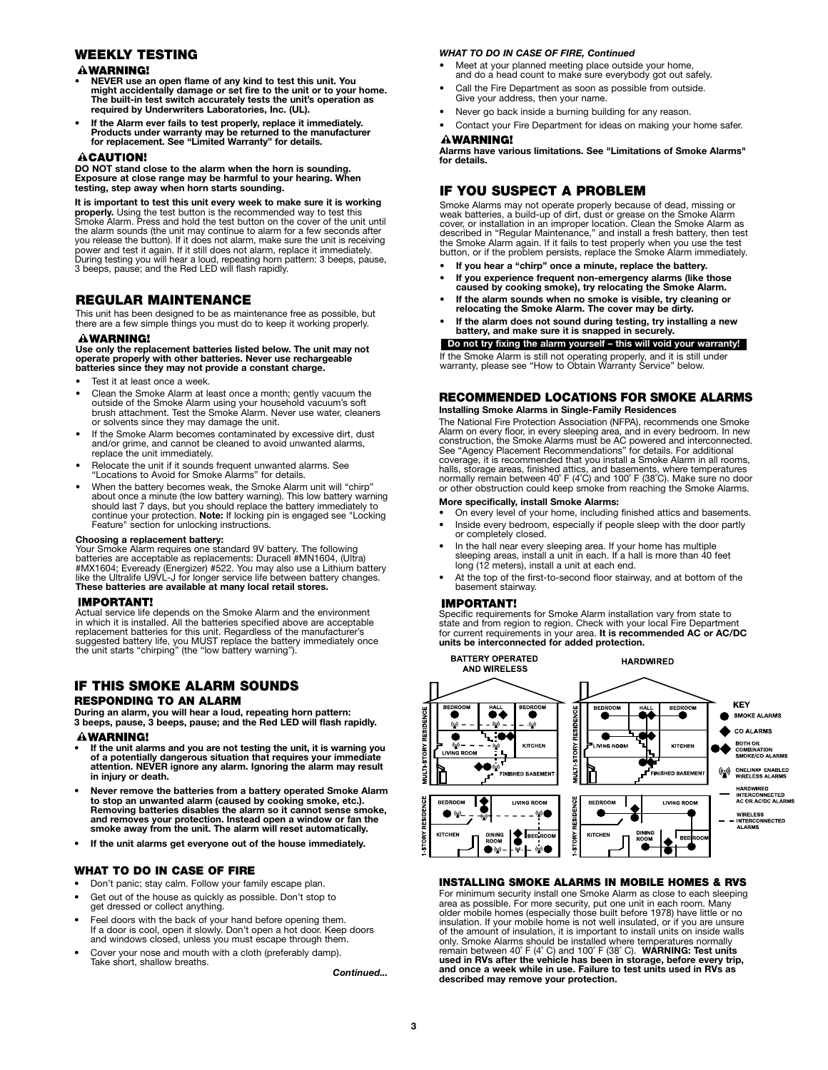## WEEKLY TESTING

**⚠WARNING!**

- **NEVER use an open flame of any kind to test this unit. You might accidentally damage or set fire to the unit or to your home. The built-in test switch accurately tests the unit's operation as required by Underwriters Laboratories, Inc. (UL).**
- **If the Alarm ever fails to test properly, replace it immediately. Products under warranty may be returned to the manufacturer for replacement. See "Limited Warranty" for details.**

**⚠CAUTION!**

**DO NOT stand close to the alarm when the horn is sounding. Exposure at close range may be harmful to your hearing. When testing, step away when horn starts sounding.**

**It is important to test this unit every week to make sure it is working properly.** Using the test button is the recommended way to test this Smoke Alarm. Press and hold the test button on the cover of the unit until the alarm sounds (the unit may continue to alarm for a few seconds after you release the button). If it does not alarm, make sure the unit is receiving power and test it again. If it still does not alarm, replace it immediately. During testing you will hear a loud, repeating horn pattern: 3 beeps, pause, 3 beeps, pause; and the Red LED will flash rapidly.

## REGULAR MAINTENANCE

This unit has been designed to be as maintenance free as possible, but there are a few simple things you must do to keep it working properly.

**⚠WARNING!**

**Use only the replacement batteries listed below. The unit may not operate properly with other batteries. Never use rechargeable batteries since they may not provide a constant charge.**

- Test it at least once a week.
- Clean the Smoke Alarm at least once a month; gently vacuum the outside of the Smoke Alarm using your household vacuum's soft brush attachment. Test the Smoke Alarm. Never use water, cleaners or solvents since they may damage the unit.
- If the Smoke Alarm becomes contaminated by excessive dirt, dust and/or grime, and cannot be cleaned to avoid unwanted alarms, replace the unit immediately.
- Relocate the unit if it sounds frequent unwanted alarms. See "Locations to Avoid for Smoke Alarms" for details.
- When the battery becomes weak, the Smoke Alarm unit will "chirp" about once a minute (the low battery warning). This low battery warning should last 7 days, but you should replace the battery immediately to continue your protection. **Note:** If locking pin is engaged see "Locking Feature" section for unlocking instructions.

**Choosing a replacement battery:**
Your Smoke Alarm requires one standard 9V battery. The following batteries are acceptable as replacements: Duracell #MN1604, (Ultra) #MX1604; Eveready (Energizer) #522. You may also use a Lithium battery like the Ultralife U9VL-J for longer service life between battery changes. **These batteries are available at many local retail stores.**

**IMPORTANT!**

Actual service life depends on the Smoke Alarm and the environment in which it is installed. All the batteries specified above are acceptable replacement batteries for this unit. Regardless of the manufacturer's suggested battery life, you MUST replace the battery immediately once the unit starts "chirping" (the "low battery warning").

## IF THIS SMOKE ALARM SOUNDS

### RESPONDING TO AN ALARM

**During an alarm, you will hear a loud, repeating horn pattern: 3 beeps, pause, 3 beeps, pause; and the Red LED will flash rapidly.**

**⚠WARNING!**

- **If the unit alarms and you are not testing the unit, it is warning you of a potentially dangerous situation that requires your immediate attention. NEVER ignore any alarm. Ignoring the alarm may result in injury or death.**
- **Never remove the batteries from a battery operated Smoke Alarm to stop an unwanted alarm (caused by cooking smoke, etc.). Removing batteries disables the alarm so it cannot sense smoke, and removes your protection. Instead open a window or fan the smoke away from the unit. The alarm will reset automatically.**
- **If the unit alarms get everyone out of the house immediately.**

### WHAT TO DO IN CASE OF FIRE

- Don't panic; stay calm. Follow your family escape plan.
- Get out of the house as quickly as possible. Don't stop to get dressed or collect anything.
- Feel doors with the back of your hand before opening them. If a door is cool, open it slowly. Don't open a hot door. Keep doors and windows closed, unless you must escape through them.
- Cover your nose and mouth with a cloth (preferably damp). Take short, shallow breaths.

*Continued...*

***WHAT TO DO IN CASE OF FIRE, Continued***

- Meet at your planned meeting place outside your home, and do a head count to make sure everybody got out safely.
- Call the Fire Department as soon as possible from outside. Give your address, then your name.
- Never go back inside a burning building for any reason.
- Contact your Fire Department for ideas on making your home safer.

**⚠WARNING!**

**Alarms have various limitations. See "Limitations of Smoke Alarms" for details.**

## IF YOU SUSPECT A PROBLEM

Smoke Alarms may not operate properly because of dead, missing or weak batteries, a build-up of dirt, dust or grease on the Smoke Alarm cover, or installation in an improper location. Clean the Smoke Alarm as described in "Regular Maintenance," and install a fresh battery, then test the Smoke Alarm again. If it fails to test properly when you use the test button, or if the problem persists, replace the Smoke Alarm immediately.

- **If you hear a "chirp" once a minute, replace the battery.**
- **If you experience frequent non-emergency alarms (like those caused by cooking smoke), try relocating the Smoke Alarm.**
- **If the alarm sounds when no smoke is visible, try cleaning or relocating the Smoke Alarm. The cover may be dirty.**
- **If the alarm does not sound during testing, try installing a new battery, and make sure it is snapped in securely.**

**Do not try fixing the alarm yourself – this will void your warranty!**

If the Smoke Alarm is still not operating properly, and it is still under warranty, please see "How to Obtain Warranty Service" below.

## RECOMMENDED LOCATIONS FOR SMOKE ALARMS

**Installing Smoke Alarms in Single-Family Residences**

The National Fire Protection Association (NFPA), recommends one Smoke Alarm on every floor, in every sleeping area, and in every bedroom. In new construction, the Smoke Alarms must be AC powered and interconnected. See "Agency Placement Recommendations" for details. For additional coverage, it is recommended that you install a Smoke Alarm in all rooms, halls, storage areas, finished attics, and basements, where temperatures normally remain between 40° F (4°C) and 100° F (38°C). Make sure no door or other obstruction could keep smoke from reaching the Smoke Alarms.

**More specifically, install Smoke Alarms:**

- On every level of your home, including finished attics and basements.
- Inside every bedroom, especially if people sleep with the door partly or completely closed.
- In the hall near every sleeping area. If your home has multiple sleeping areas, install a unit in each. If a hall is more than 40 feet long (12 meters), install a unit at each end.
- At the top of the first-to-second floor stairway, and at bottom of the basement stairway.

**IMPORTANT!**

Specific requirements for Smoke Alarm installation vary from state to state and from region to region. Check with your local Fire Department for current requirements in your area. **It is recommended AC or AC/DC units be interconnected for added protection.**

BATTERY OPERATED AND WIRELESS | HARDWIRED

MULTI-STORY RESIDENCE: BEDROOM, HALL, BEDROOM, LIVING ROOM, KITCHEN, FINISHED BASEMENT

1-STORY RESIDENCE: BEDROOM, LIVING ROOM, KITCHEN, DINING ROOM, BEDROOM

KEY: SMOKE ALARMS; CO ALARMS; BOTH OR COMBINATION SMOKE/CO ALARMS; ONELINK® ENABLED WIRELESS ALARMS; HARDWIRED INTERCONNECTED AC OR AC/DC ALARMS; WIRELESS INTERCONNECTED ALARMS

### INSTALLING SMOKE ALARMS IN MOBILE HOMES & RVS

For minimum security install one Smoke Alarm as close to each sleeping area as possible. For more security, put one unit in each room. Many older mobile homes (especially those built before 1978) have little or no insulation. If your mobile home is not well insulated, or if you are unsure of the amount of insulation, it is important to install units on inside walls only. Smoke Alarms should be installed where temperatures normally remain between 40° F (4° C) and 100° F (38° C). **WARNING: Test units used in RVs after the vehicle has been in storage, before every trip, and once a week while in use. Failure to test units used in RVs as described may remove your protection.**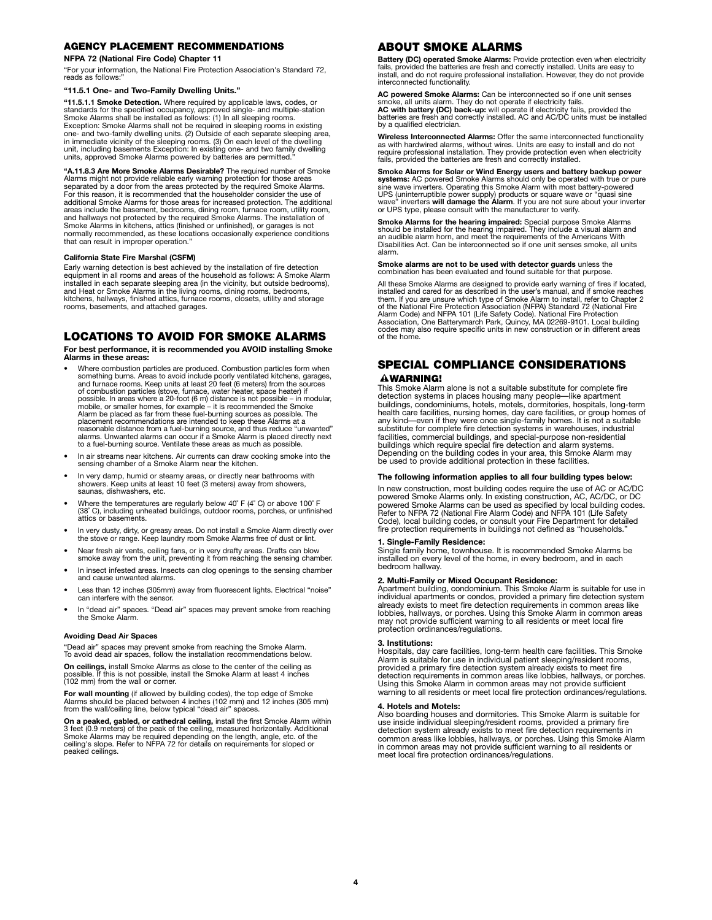## AGENCY PLACEMENT RECOMMENDATIONS

**NFPA 72 (National Fire Code) Chapter 11**

"For your information, the National Fire Protection Association's Standard 72, reads as follows:"

**"11.5.1 One- and Two-Family Dwelling Units."**

**"11.5.1.1 Smoke Detection.** Where required by applicable laws, codes, or standards for the specified occupancy, approved single- and multiple-station Smoke Alarms shall be installed as follows: (1) In all sleeping rooms. Exception: Smoke Alarms shall not be required in sleeping rooms in existing one- and two-family dwelling units. (2) Outside of each separate sleeping area, in immediate vicinity of the sleeping rooms. (3) On each level of the dwelling unit, including basements Exception: In existing one- and two family dwelling units, approved Smoke Alarms powered by batteries are permitted."

**"A.11.8.3 Are More Smoke Alarms Desirable?** The required number of Smoke Alarms might not provide reliable early warning protection for those areas separated by a door from the areas protected by the required Smoke Alarms. For this reason, it is recommended that the householder consider the use of additional Smoke Alarms for those areas for increased protection. The additional areas include the basement, bedrooms, dining room, furnace room, utility room, and hallways not protected by the required Smoke Alarms. The installation of Smoke Alarms in kitchens, attics (finished or unfinished), or garages is not normally recommended, as these locations occasionally experience conditions that can result in improper operation."

**California State Fire Marshal (CSFM)**

Early warning detection is best achieved by the installation of fire detection equipment in all rooms and areas of the household as follows: A Smoke Alarm installed in each separate sleeping area (in the vicinity, but outside bedrooms), and Heat or Smoke Alarms in the living rooms, dining rooms, bedrooms, kitchens, hallways, finished attics, furnace rooms, closets, utility and storage rooms, basements, and attached garages.

## LOCATIONS TO AVOID FOR SMOKE ALARMS

**For best performance, it is recommended you AVOID installing Smoke Alarms in these areas:**

- Where combustion particles are produced. Combustion particles form when something burns. Areas to avoid include poorly ventilated kitchens, garages, and furnace rooms. Keep units at least 20 feet (6 meters) from the sources of combustion particles (stove, furnace, water heater, space heater) if possible. In areas where a 20-foot (6 m) distance is not possible – in modular, mobile, or smaller homes, for example – it is recommended the Smoke Alarm be placed as far from these fuel-burning sources as possible. The placement recommendations are intended to keep these Alarms at a reasonable distance from a fuel-burning source, and thus reduce "unwanted" alarms. Unwanted alarms can occur if a Smoke Alarm is placed directly next to a fuel-burning source. Ventilate these areas as much as possible.
- In air streams near kitchens. Air currents can draw cooking smoke into the sensing chamber of a Smoke Alarm near the kitchen.
- In very damp, humid or steamy areas, or directly near bathrooms with showers. Keep units at least 10 feet (3 meters) away from showers, saunas, dishwashers, etc.
- Where the temperatures are regularly below 40° F (4° C) or above 100° F (38° C), including unheated buildings, outdoor rooms, porches, or unfinished attics or basements.
- In very dusty, dirty, or greasy areas. Do not install a Smoke Alarm directly over the stove or range. Keep laundry room Smoke Alarms free of dust or lint.
- Near fresh air vents, ceiling fans, or in very drafty areas. Drafts can blow smoke away from the unit, preventing it from reaching the sensing chamber.
- In insect infested areas. Insects can clog openings to the sensing chamber and cause unwanted alarms.
- Less than 12 inches (305mm) away from fluorescent lights. Electrical "noise" can interfere with the sensor.
- In "dead air" spaces. "Dead air" spaces may prevent smoke from reaching the Smoke Alarm.

**Avoiding Dead Air Spaces**

"Dead air" spaces may prevent smoke from reaching the Smoke Alarm. To avoid dead air spaces, follow the installation recommendations below.

**On ceilings,** install Smoke Alarms as close to the center of the ceiling as possible. If this is not possible, install the Smoke Alarm at least 4 inches (102 mm) from the wall or corner.

**For wall mounting** (if allowed by building codes), the top edge of Smoke Alarms should be placed between 4 inches (102 mm) and 12 inches (305 mm) from the wall/ceiling line, below typical "dead air" spaces.

**On a peaked, gabled, or cathedral ceiling,** install the first Smoke Alarm within 3 feet (0.9 meters) of the peak of the ceiling, measured horizontally. Additional Smoke Alarms may be required depending on the length, angle, etc. of the ceiling's slope. Refer to NFPA 72 for details on requirements for sloped or peaked ceilings.

## ABOUT SMOKE ALARMS

**Battery (DC) operated Smoke Alarms:** Provide protection even when electricity fails, provided the batteries are fresh and correctly installed. Units are easy to install, and do not require professional installation. However, they do not provide interconnected functionality.

**AC powered Smoke Alarms:** Can be interconnected so if one unit senses smoke, all units alarm. They do not operate if electricity fails.
**AC with battery (DC) back-up:** will operate if electricity fails, provided the batteries are fresh and correctly installed. AC and AC/DC units must be installed by a qualified electrician.

**Wireless Interconnected Alarms:** Offer the same interconnected functionality as with hardwired alarms, without wires. Units are easy to install and do not require professional installation. They provide protection even when electricity fails, provided the batteries are fresh and correctly installed.

**Smoke Alarms for Solar or Wind Energy users and battery backup power systems:** AC powered Smoke Alarms should only be operated with true or pure sine wave inverters. Operating this Smoke Alarm with most battery-powered UPS (uninterruptible power supply) products or square wave or "quasi sine wave" inverters **will damage the Alarm**. If you are not sure about your inverter or UPS type, please consult with the manufacturer to verify.

**Smoke Alarms for the hearing impaired:** Special purpose Smoke Alarms should be installed for the hearing impaired. They include a visual alarm and an audible alarm horn, and meet the requirements of the Americans With Disabilities Act. Can be interconnected so if one unit senses smoke, all units alarm.

**Smoke alarms are not to be used with detector guards** unless the combination has been evaluated and found suitable for that purpose.

All these Smoke Alarms are designed to provide early warning of fires if located, installed and cared for as described in the user's manual, and if smoke reaches them. If you are unsure which type of Smoke Alarm to install, refer to Chapter 2 of the National Fire Protection Association (NFPA) Standard 72 (National Fire Alarm Code) and NFPA 101 (Life Safety Code). National Fire Protection Association, One Batterymarch Park, Quincy, MA 02269-9101. Local building codes may also require specific units in new construction or in different areas of the home.

## SPECIAL COMPLIANCE CONSIDERATIONS

**⚠WARNING!**

This Smoke Alarm alone is not a suitable substitute for complete fire detection systems in places housing many people—like apartment buildings, condominiums, hotels, motels, dormitories, hospitals, long-term health care facilities, nursing homes, day care facilities, or group homes of any kind—even if they were once single-family homes. It is not a suitable substitute for complete fire detection systems in warehouses, industrial facilities, commercial buildings, and special-purpose non-residential buildings which require special fire detection and alarm systems. Depending on the building codes in your area, this Smoke Alarm may be used to provide additional protection in these facilities.

**The following information applies to all four building types below:**

In new construction, most building codes require the use of AC or AC/DC powered Smoke Alarms only. In existing construction, AC, AC/DC, or DC powered Smoke Alarms can be used as specified by local building codes. Refer to NFPA 72 (National Fire Alarm Code) and NFPA 101 (Life Safety Code), local building codes, or consult your Fire Department for detailed fire protection requirements in buildings not defined as "households."

**1. Single-Family Residence:**
Single family home, townhouse. It is recommended Smoke Alarms be installed on every level of the home, in every bedroom, and in each bedroom hallway.

**2. Multi-Family or Mixed Occupant Residence:**
Apartment building, condominium. This Smoke Alarm is suitable for use in individual apartments or condos, provided a primary fire detection system already exists to meet fire detection requirements in common areas like lobbies, hallways, or porches. Using this Smoke Alarm in common areas may not provide sufficient warning to all residents or meet local fire protection ordinances/regulations.

**3. Institutions:**
Hospitals, day care facilities, long-term health care facilities. This Smoke Alarm is suitable for use in individual patient sleeping/resident rooms, provided a primary fire detection system already exists to meet fire detection requirements in common areas like lobbies, hallways, or porches. Using this Smoke Alarm in common areas may not provide sufficient warning to all residents or meet local fire protection ordinances/regulations.

**4. Hotels and Motels:**
Also boarding houses and dormitories. This Smoke Alarm is suitable for use inside individual sleeping/resident rooms, provided a primary fire detection system already exists to meet fire detection requirements in common areas like lobbies, hallways, or porches. Using this Smoke Alarm in common areas may not provide sufficient warning to all residents or meet local fire protection ordinances/regulations.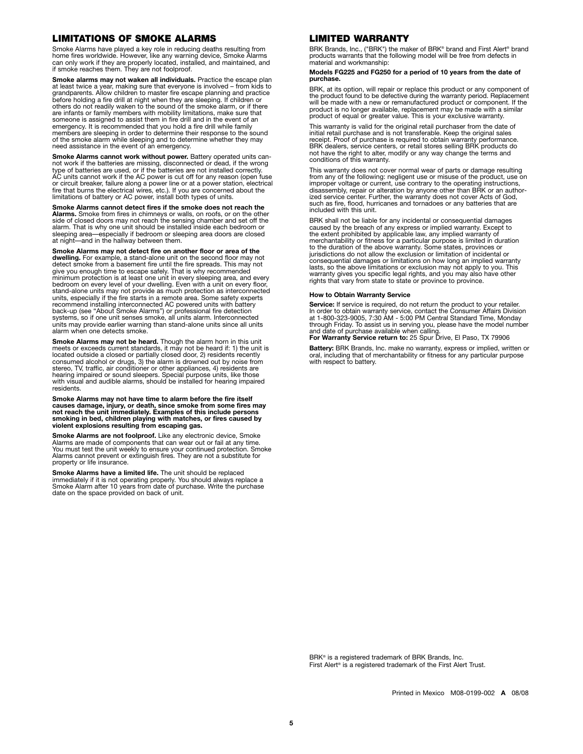## LIMITATIONS OF SMOKE ALARMS

Smoke Alarms have played a key role in reducing deaths resulting from home fires worldwide. However, like any warning device, Smoke Alarms can only work if they are properly located, installed, and maintained, and if smoke reaches them. They are not foolproof.

**Smoke alarms may not waken all individuals.** Practice the escape plan at least twice a year, making sure that everyone is involved – from kids to grandparents. Allow children to master fire escape planning and practice before holding a fire drill at night when they are sleeping. If children or others do not readily waken to the sound of the smoke alarm, or if there are infants or family members with mobility limitations, make sure that someone is assigned to assist them in fire drill and in the event of an emergency. It is recommended that you hold a fire drill while family members are sleeping in order to determine their response to the sound of the smoke alarm while sleeping and to determine whether they may need assistance in the event of an emergency.

**Smoke Alarms cannot work without power.** Battery operated units cannot work if the batteries are missing, disconnected or dead, if the wrong type of batteries are used, or if the batteries are not installed correctly. AC units cannot work if the AC power is cut off for any reason (open fuse or circuit breaker, failure along a power line or at a power station, electrical fire that burns the electrical wires, etc.). If you are concerned about the limitations of battery or AC power, install both types of units.

**Smoke Alarms cannot detect fires if the smoke does not reach the Alarms.** Smoke from fires in chimneys or walls, on roofs, or on the other side of closed doors may not reach the sensing chamber and set off the alarm. That is why one unit should be installed inside each bedroom or sleeping area—especially if bedroom or sleeping area doors are closed at night—and in the hallway between them.

**Smoke Alarms may not detect fire on another floor or area of the dwelling.** For example, a stand-alone unit on the second floor may not detect smoke from a basement fire until the fire spreads. This may not give you enough time to escape safely. That is why recommended minimum protection is at least one unit in every sleeping area, and every bedroom on every level of your dwelling. Even with a unit on every floor, stand-alone units may not provide as much protection as interconnected units, especially if the fire starts in a remote area. Some safety experts recommend installing interconnected AC powered units with battery back-up (see "About Smoke Alarms") or professional fire detection systems, so if one unit senses smoke, all units alarm. Interconnected units may provide earlier warning than stand-alone units since all units alarm when one detects smoke.

**Smoke Alarms may not be heard.** Though the alarm horn in this unit meets or exceeds current standards, it may not be heard if: 1) the unit is located outside a closed or partially closed door, 2) residents recently consumed alcohol or drugs, 3) the alarm is drowned out by noise from stereo, TV, traffic, air conditioner or other appliances, 4) residents are hearing impaired or sound sleepers. Special purpose units, like those with visual and audible alarms, should be installed for hearing impaired residents.

**Smoke Alarms may not have time to alarm before the fire itself causes damage, injury, or death, since smoke from some fires may not reach the unit immediately. Examples of this include persons smoking in bed, children playing with matches, or fires caused by violent explosions resulting from escaping gas.**

**Smoke Alarms are not foolproof.** Like any electronic device, Smoke Alarms are made of components that can wear out or fail at any time. You must test the unit weekly to ensure your continued protection. Smoke Alarms cannot prevent or extinguish fires. They are not a substitute for property or life insurance.

**Smoke Alarms have a limited life.** The unit should be replaced immediately if it is not operating properly. You should always replace a Smoke Alarm after 10 years from date of purchase. Write the purchase date on the space provided on back of unit.

## LIMITED WARRANTY

BRK Brands, Inc., ("BRK") the maker of BRK® brand and First Alert® brand products warrants that the following model will be free from defects in material and workmanship:

**Models FG225 and FG250 for a period of 10 years from the date of purchase.**

BRK, at its option, will repair or replace this product or any component of the product found to be defective during the warranty period. Replacement will be made with a new or remanufactured product or component. If the product is no longer available, replacement may be made with a similar product of equal or greater value. This is your exclusive warranty.

This warranty is valid for the original retail purchaser from the date of initial retail purchase and is not transferable. Keep the original sales receipt. Proof of purchase is required to obtain warranty performance. BRK dealers, service centers, or retail stores selling BRK products do not have the right to alter, modify or any way change the terms and conditions of this warranty.

This warranty does not cover normal wear of parts or damage resulting from any of the following: negligent use or misuse of the product, use on improper voltage or current, use contrary to the operating instructions, disassembly, repair or alteration by anyone other than BRK or an authorized service center. Further, the warranty does not cover Acts of God, such as fire, flood, hurricanes and tornadoes or any batteries that are included with this unit.

BRK shall not be liable for any incidental or consequential damages caused by the breach of any express or implied warranty. Except to the extent prohibited by applicable law, any implied warranty of merchantability or fitness for a particular purpose is limited in duration to the duration of the above warranty. Some states, provinces or jurisdictions do not allow the exclusion or limitation of incidental or consequential damages or limitations on how long an implied warranty lasts, so the above limitations or exclusion may not apply to you. This warranty gives you specific legal rights, and you may also have other rights that vary from state to state or province to province.

**How to Obtain Warranty Service**

**Service:** If service is required, do not return the product to your retailer. In order to obtain warranty service, contact the Consumer Affairs Division at 1-800-323-9005, 7:30 AM - 5:00 PM Central Standard Time, Monday through Friday. To assist us in serving you, please have the model number and date of purchase available when calling.
**For Warranty Service return to:** 25 Spur Drive, El Paso, TX 79906

**Battery:** BRK Brands, Inc. make no warranty, express or implied, written or oral, including that of merchantability or fitness for any particular purpose with respect to battery.

BRK® is a registered trademark of BRK Brands, Inc.
First Alert® is a registered trademark of the First Alert Trust.

Printed in Mexico M08-0199-002 **A** 08/08